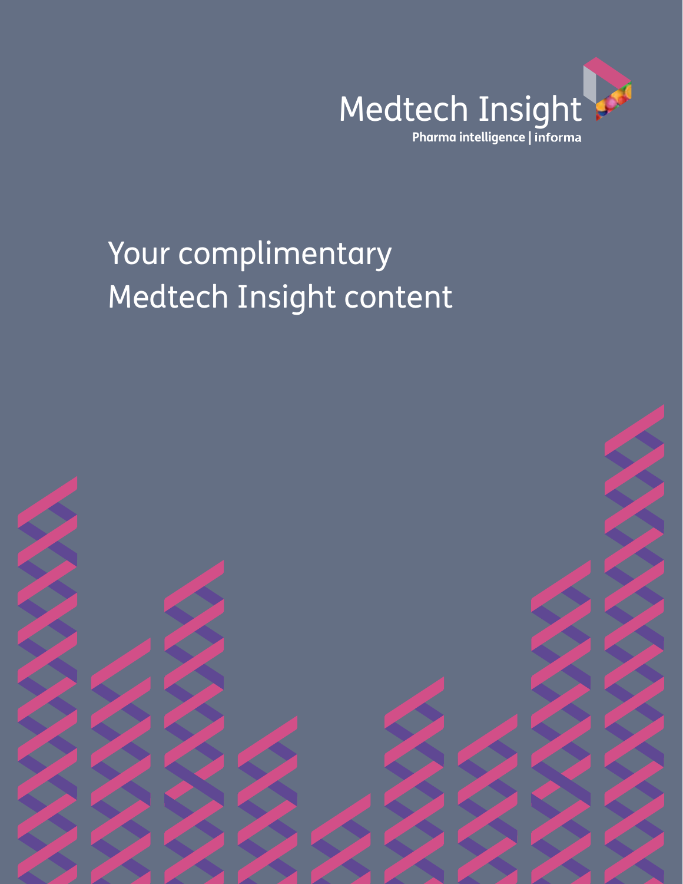Medtech Insight

Pharma intelligence | informa

# Your complimentary Medtech Insight content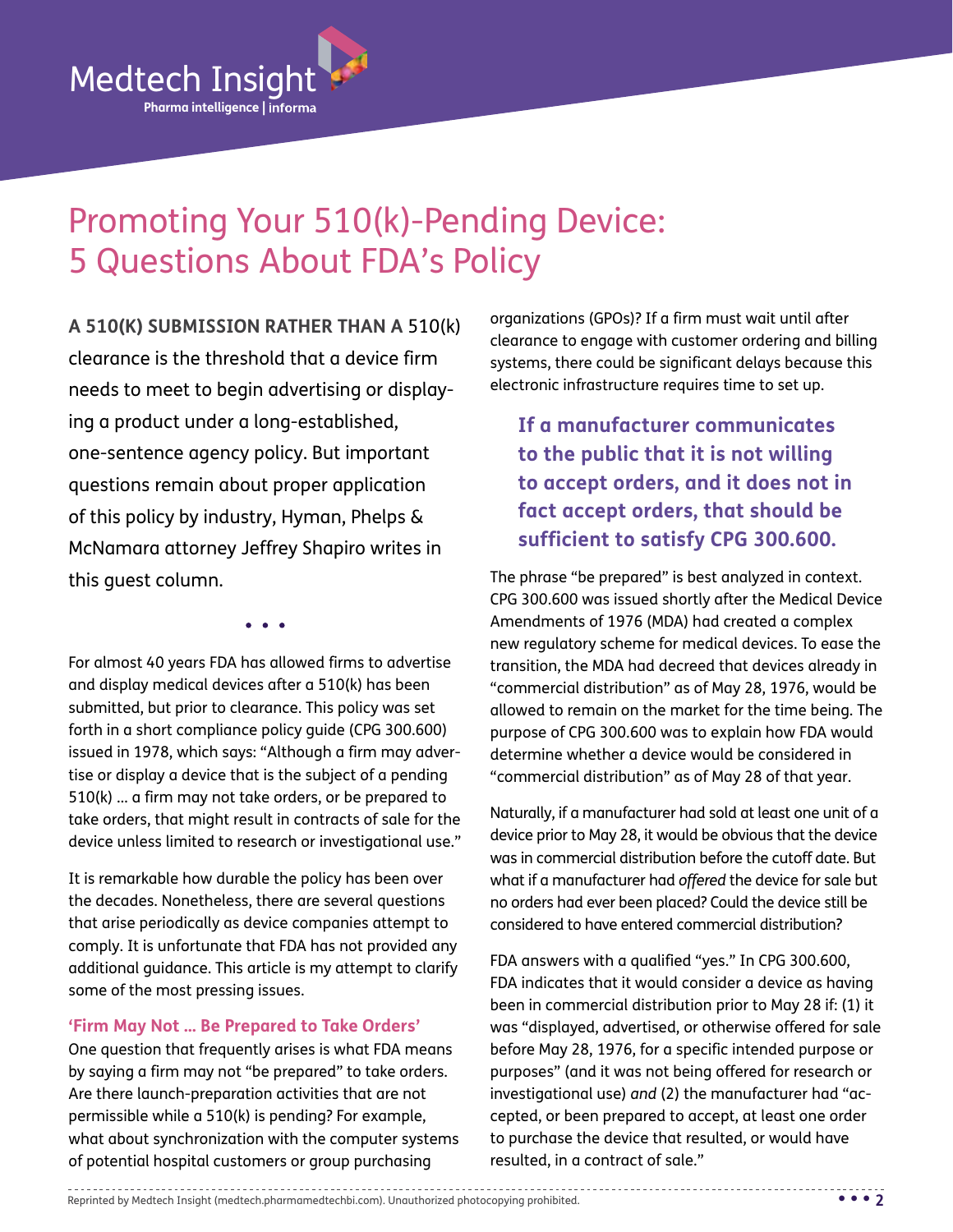# Promoting Your 510(k)-Pending Device: 5 Questions About FDA's Policy

**A 510(K) SUBMISSION RATHER THAN A** 510(k) clearance is the threshold that a device firm needs to meet to begin advertising or displaying a product under a long-established, one-sentence agency policy. But important questions remain about proper application of this policy by industry, Hyman, Phelps & McNamara attorney Jeffrey Shapiro writes in this guest column.

• • •

For almost 40 years FDA has allowed firms to advertise and display medical devices after a 510(k) has been submitted, but prior to clearance. This policy was set forth in a short compliance policy guide (CPG 300.600) issued in 1978, which says: "Although a firm may advertise or display a device that is the subject of a pending 510(k) … a firm may not take orders, or be prepared to take orders, that might result in contracts of sale for the device unless limited to research or investigational use."

It is remarkable how durable the policy has been over the decades. Nonetheless, there are several questions that arise periodically as device companies attempt to comply. It is unfortunate that FDA has not provided any additional guidance. This article is my attempt to clarify some of the most pressing issues.

### 'Firm May Not … Be Prepared to Take Orders'

One question that frequently arises is what FDA means by saying a firm may not "be prepared" to take orders. Are there launch-preparation activities that are not permissible while a 510(k) is pending? For example, what about synchronization with the computer systems of potential hospital customers or group purchasing organizations (GPOs)? If a firm must wait until after clearance to engage with customer ordering and billing systems, there could be significant delays because this electronic infrastructure requires time to set up.

> **If a manufacturer communicates to the public that it is not willing to accept orders, and it does not in fact accept orders, that should be sufficient to satisfy CPG 300.600.**

The phrase "be prepared" is best analyzed in context. CPG 300.600 was issued shortly after the Medical Device Amendments of 1976 (MDA) had created a complex new regulatory scheme for medical devices. To ease the transition, the MDA had decreed that devices already in "commercial distribution" as of May 28, 1976, would be allowed to remain on the market for the time being. The purpose of CPG 300.600 was to explain how FDA would determine whether a device would be considered in "commercial distribution" as of May 28 of that year.

Naturally, if a manufacturer had sold at least one unit of a device prior to May 28, it would be obvious that the device was in commercial distribution before the cutoff date. But what if a manufacturer had *offered* the device for sale but no orders had ever been placed? Could the device still be considered to have entered commercial distribution?

FDA answers with a qualified "yes." In CPG 300.600, FDA indicates that it would consider a device as having been in commercial distribution prior to May 28 if: (1) it was "displayed, advertised, or otherwise offered for sale before May 28, 1976, for a specific intended purpose or purposes" (and it was not being offered for research or investigational use) *and* (2) the manufacturer had "accepted, or been prepared to accept, at least one order to purchase the device that resulted, or would have resulted, in a contract of sale."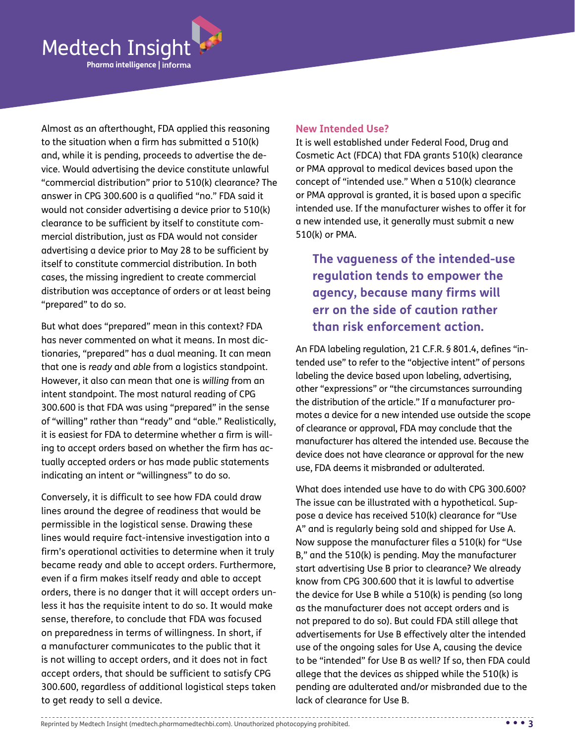Almost as an afterthought, FDA applied this reasoning to the situation when a firm has submitted a 510(k) and, while it is pending, proceeds to advertise the device. Would advertising the device constitute unlawful "commercial distribution" prior to 510(k) clearance? The answer in CPG 300.600 is a qualified "no." FDA said it would not consider advertising a device prior to 510(k) clearance to be sufficient by itself to constitute commercial distribution, just as FDA would not consider advertising a device prior to May 28 to be sufficient by itself to constitute commercial distribution. In both cases, the missing ingredient to create commercial distribution was acceptance of orders or at least being "prepared" to do so.

But what does "prepared" mean in this context? FDA has never commented on what it means. In most dictionaries, "prepared" has a dual meaning. It can mean that one is *ready* and *able* from a logistics standpoint. However, it also can mean that one is *willing* from an intent standpoint. The most natural reading of CPG 300.600 is that FDA was using "prepared" in the sense of "willing" rather than "ready" and "able." Realistically, it is easiest for FDA to determine whether a firm is willing to accept orders based on whether the firm has actually accepted orders or has made public statements indicating an intent or "willingness" to do so.

Conversely, it is difficult to see how FDA could draw lines around the degree of readiness that would be permissible in the logistical sense. Drawing these lines would require fact-intensive investigation into a firm's operational activities to determine when it truly became ready and able to accept orders. Furthermore, even if a firm makes itself ready and able to accept orders, there is no danger that it will accept orders unless it has the requisite intent to do so. It would make sense, therefore, to conclude that FDA was focused on preparedness in terms of willingness. In short, if a manufacturer communicates to the public that it is not willing to accept orders, and it does not in fact accept orders, that should be sufficient to satisfy CPG 300.600, regardless of additional logistical steps taken to get ready to sell a device.

### New Intended Use?

It is well established under Federal Food, Drug and Cosmetic Act (FDCA) that FDA grants 510(k) clearance or PMA approval to medical devices based upon the concept of "intended use." When a 510(k) clearance or PMA approval is granted, it is based upon a specific intended use. If the manufacturer wishes to offer it for a new intended use, it generally must submit a new 510(k) or PMA.

> **The vagueness of the intended-use regulation tends to empower the agency, because many firms will err on the side of caution rather than risk enforcement action.**

An FDA labeling regulation, 21 C.F.R. § 801.4, defines "intended use" to refer to the "objective intent" of persons labeling the device based upon labeling, advertising, other "expressions" or "the circumstances surrounding the distribution of the article." If a manufacturer promotes a device for a new intended use outside the scope of clearance or approval, FDA may conclude that the manufacturer has altered the intended use. Because the device does not have clearance or approval for the new use, FDA deems it misbranded or adulterated.

What does intended use have to do with CPG 300.600? The issue can be illustrated with a hypothetical. Suppose a device has received 510(k) clearance for "Use A" and is regularly being sold and shipped for Use A. Now suppose the manufacturer files a 510(k) for "Use B," and the 510(k) is pending. May the manufacturer start advertising Use B prior to clearance? We already know from CPG 300.600 that it is lawful to advertise the device for Use B while a 510(k) is pending (so long as the manufacturer does not accept orders and is not prepared to do so). But could FDA still allege that advertisements for Use B effectively alter the intended use of the ongoing sales for Use A, causing the device to be "intended" for Use B as well? If so, then FDA could allege that the devices as shipped while the 510(k) is pending are adulterated and/or misbranded due to the lack of clearance for Use B.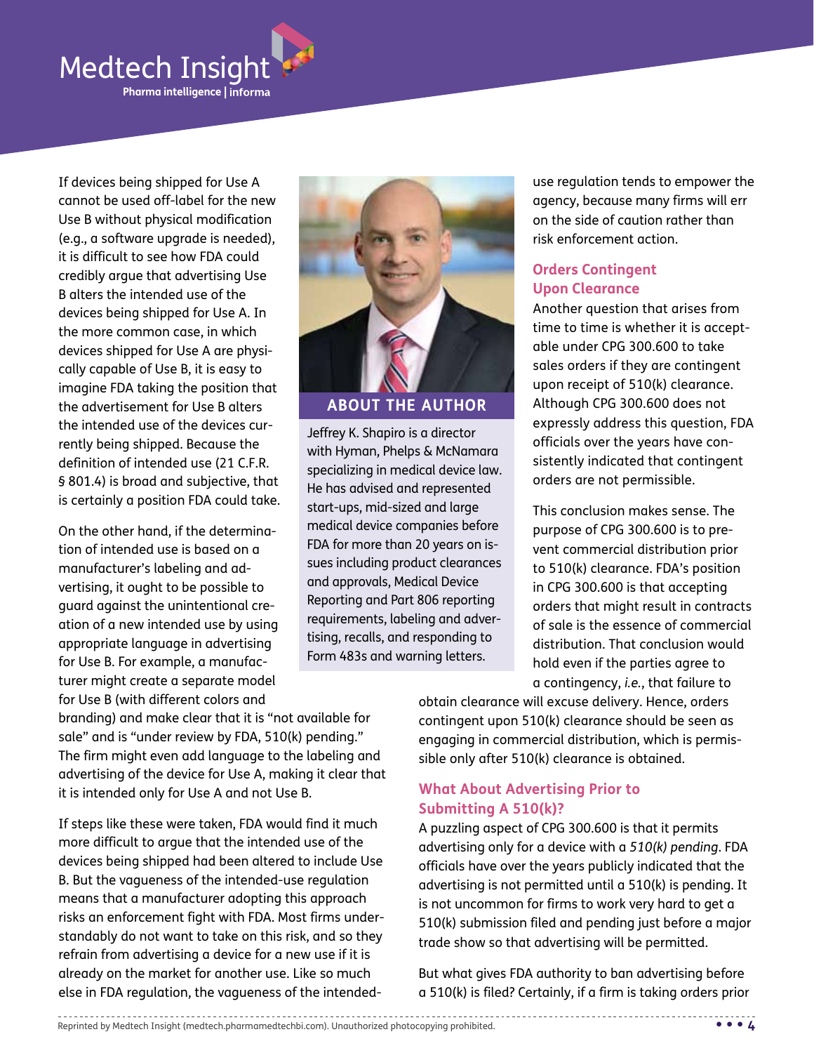If devices being shipped for Use A cannot be used off-label for the new Use B without physical modification (e.g., a software upgrade is needed), it is difficult to see how FDA could credibly argue that advertising Use B alters the intended use of the devices being shipped for Use A. In the more common case, in which devices shipped for Use A are physically capable of Use B, it is easy to imagine FDA taking the position that the advertisement for Use B alters the intended use of the devices currently being shipped. Because the definition of intended use (21 C.F.R. § 801.4) is broad and subjective, that is certainly a position FDA could take.

On the other hand, if the determination of intended use is based on a manufacturer's labeling and advertising, it ought to be possible to guard against the unintentional creation of a new intended use by using appropriate language in advertising for Use B. For example, a manufacturer might create a separate model for Use B (with different colors and branding) and make clear that it is "not available for sale" and is "under review by FDA, 510(k) pending." The firm might even add language to the labeling and advertising of the device for Use A, making it clear that it is intended only for Use A and not Use B.

If steps like these were taken, FDA would find it much more difficult to argue that the intended use of the devices being shipped had been altered to include Use B. But the vagueness of the intended-use regulation means that a manufacturer adopting this approach risks an enforcement fight with FDA. Most firms understandably do not want to take on this risk, and so they refrain from advertising a device for a new use if it is already on the market for another use. Like so much else in FDA regulation, the vagueness of the intended-use regulation tends to empower the agency, because many firms will err on the side of caution rather than risk enforcement action.

## ABOUT THE AUTHOR

Jeffrey K. Shapiro is a director with Hyman, Phelps & McNamara specializing in medical device law. He has advised and represented start-ups, mid-sized and large medical device companies before FDA for more than 20 years on issues including product clearances and approvals, Medical Device Reporting and Part 806 reporting requirements, labeling and advertising, recalls, and responding to Form 483s and warning letters.

## Orders Contingent Upon Clearance

Another question that arises from time to time is whether it is acceptable under CPG 300.600 to take sales orders if they are contingent upon receipt of 510(k) clearance. Although CPG 300.600 does not expressly address this question, FDA officials over the years have consistently indicated that contingent orders are not permissible.

This conclusion makes sense. The purpose of CPG 300.600 is to prevent commercial distribution prior to 510(k) clearance. FDA's position in CPG 300.600 is that accepting orders that might result in contracts of sale is the essence of commercial distribution. That conclusion would hold even if the parties agree to a contingency, *i.e.*, that failure to obtain clearance will excuse delivery. Hence, orders contingent upon 510(k) clearance should be seen as engaging in commercial distribution, which is permissible only after 510(k) clearance is obtained.

## What About Advertising Prior to Submitting A 510(k)?

A puzzling aspect of CPG 300.600 is that it permits advertising only for a device with a *510(k) pending*. FDA officials have over the years publicly indicated that the advertising is not permitted until a 510(k) is pending. It is not uncommon for firms to work very hard to get a 510(k) submission filed and pending just before a major trade show so that advertising will be permitted.

But what gives FDA authority to ban advertising before a 510(k) is filed? Certainly, if a firm is taking orders prior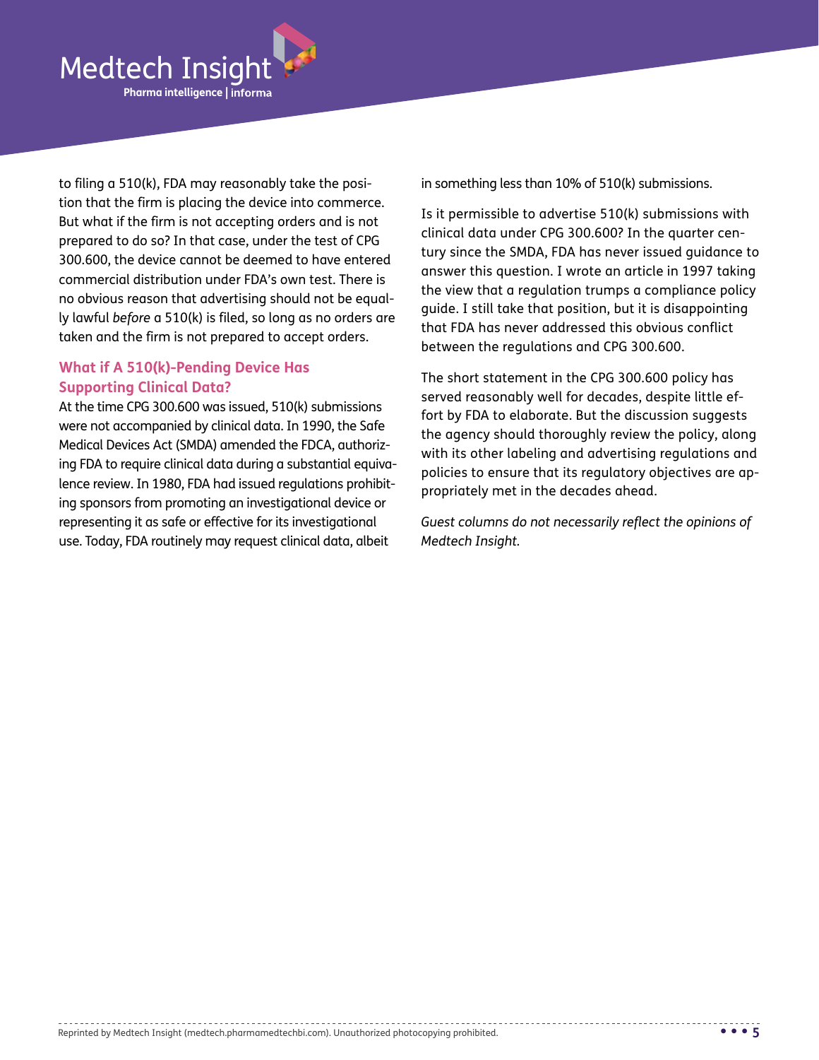to filing a 510(k), FDA may reasonably take the position that the firm is placing the device into commerce. But what if the firm is not accepting orders and is not prepared to do so? In that case, under the test of CPG 300.600, the device cannot be deemed to have entered commercial distribution under FDA's own test. There is no obvious reason that advertising should not be equally lawful *before* a 510(k) is filed, so long as no orders are taken and the firm is not prepared to accept orders.

### What if A 510(k)-Pending Device Has Supporting Clinical Data?

At the time CPG 300.600 was issued, 510(k) submissions were not accompanied by clinical data. In 1990, the Safe Medical Devices Act (SMDA) amended the FDCA, authorizing FDA to require clinical data during a substantial equivalence review. In 1980, FDA had issued regulations prohibiting sponsors from promoting an investigational device or representing it as safe or effective for its investigational use. Today, FDA routinely may request clinical data, albeit in something less than 10% of 510(k) submissions.

Is it permissible to advertise 510(k) submissions with clinical data under CPG 300.600? In the quarter century since the SMDA, FDA has never issued guidance to answer this question. I wrote an article in 1997 taking the view that a regulation trumps a compliance policy guide. I still take that position, but it is disappointing that FDA has never addressed this obvious conflict between the regulations and CPG 300.600.

The short statement in the CPG 300.600 policy has served reasonably well for decades, despite little effort by FDA to elaborate. But the discussion suggests the agency should thoroughly review the policy, along with its other labeling and advertising regulations and policies to ensure that its regulatory objectives are appropriately met in the decades ahead.

*Guest columns do not necessarily reflect the opinions of Medtech Insight.*